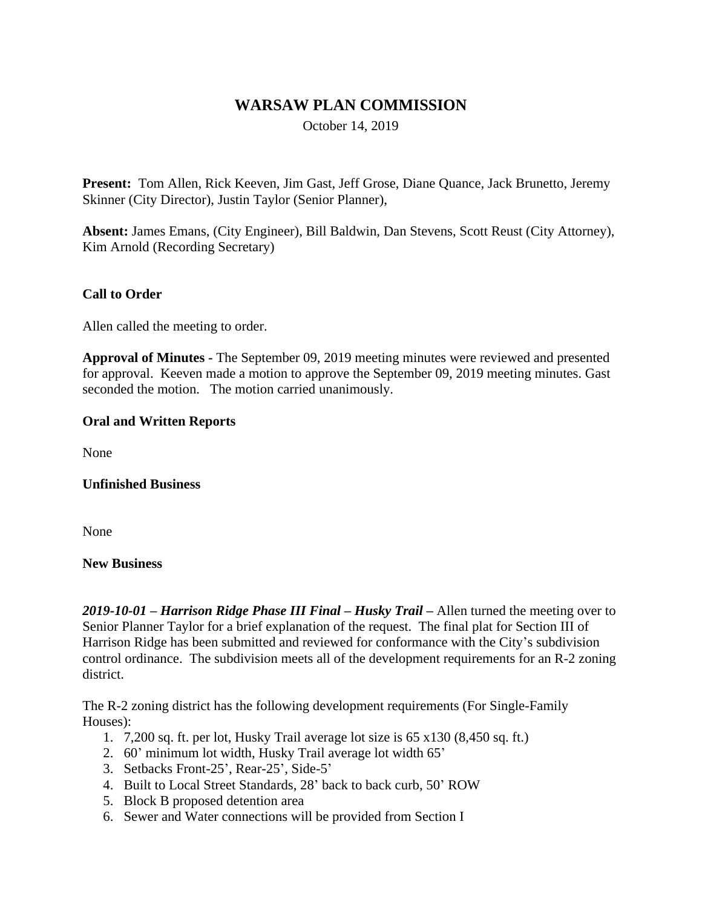# WARSAW PLAN COMMISSION

October 14, 2019

**Present:** Tom Allen, Rick Keeven, Jim Gast, Jeff Grose, Diane Quance, Jack Brunetto, Jeremy Skinner (City Director), Justin Taylor (Senior Planner),

**Absent:** James Emans, (City Engineer), Bill Baldwin, Dan Stevens, Scott Reust (City Attorney), Kim Arnold (Recording Secretary)

**Call to Order**

Allen called the meeting to order.

**Approval of Minutes -** The September 09, 2019 meeting minutes were reviewed and presented for approval. Keeven made a motion to approve the September 09, 2019 meeting minutes. Gast seconded the motion. The motion carried unanimously.

**Oral and Written Reports**

None

**Unfinished Business**

None

**New Business**

***2019-10-01 – Harrison Ridge Phase III Final – Husky Trail –*** Allen turned the meeting over to Senior Planner Taylor for a brief explanation of the request. The final plat for Section III of Harrison Ridge has been submitted and reviewed for conformance with the City's subdivision control ordinance. The subdivision meets all of the development requirements for an R-2 zoning district.

The R-2 zoning district has the following development requirements (For Single-Family Houses):

1. 7,200 sq. ft. per lot, Husky Trail average lot size is 65 x130 (8,450 sq. ft.)
2. 60' minimum lot width, Husky Trail average lot width 65'
3. Setbacks Front-25', Rear-25', Side-5'
4. Built to Local Street Standards, 28' back to back curb, 50' ROW
5. Block B proposed detention area
6. Sewer and Water connections will be provided from Section I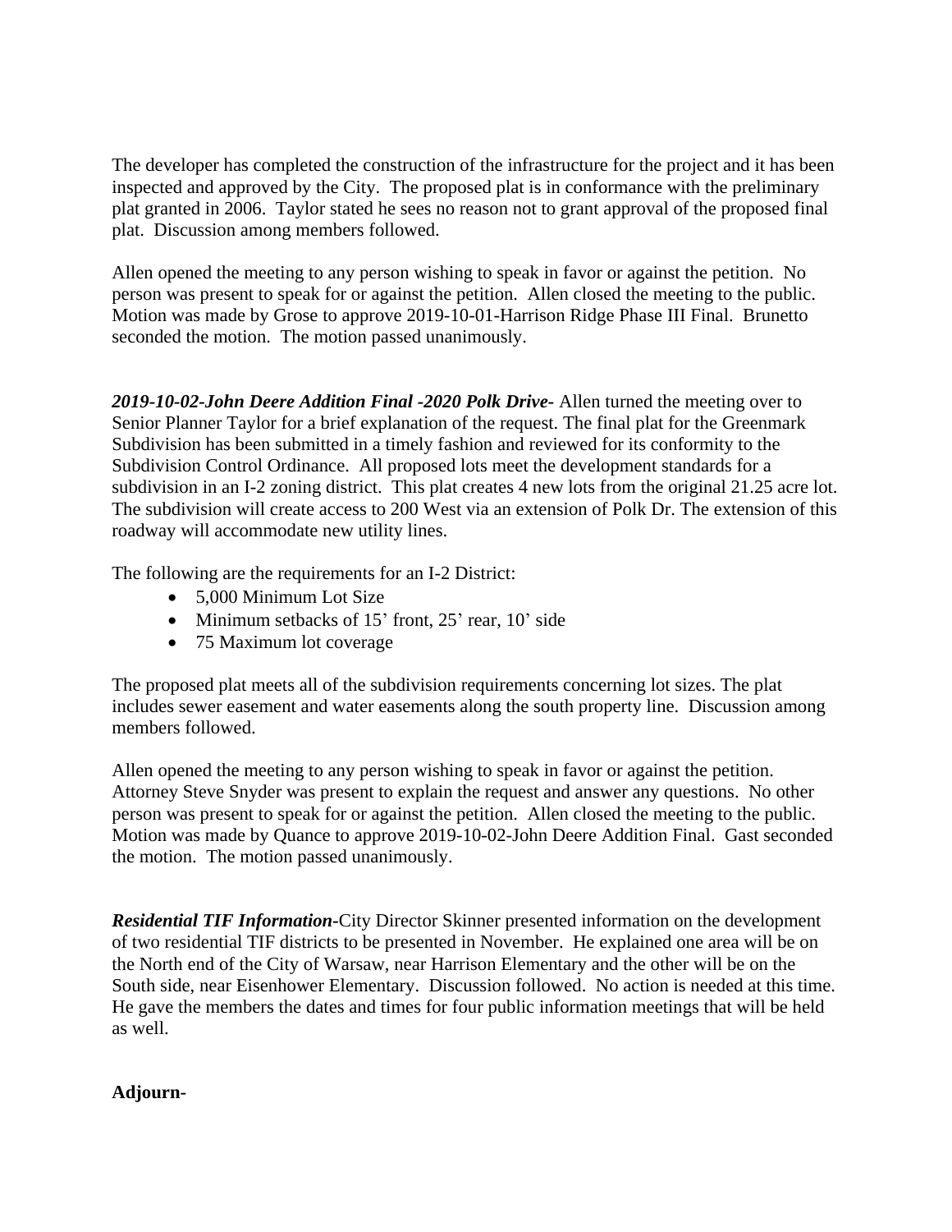The developer has completed the construction of the infrastructure for the project and it has been inspected and approved by the City. The proposed plat is in conformance with the preliminary plat granted in 2006. Taylor stated he sees no reason not to grant approval of the proposed final plat. Discussion among members followed.

Allen opened the meeting to any person wishing to speak in favor or against the petition. No person was present to speak for or against the petition. Allen closed the meeting to the public. Motion was made by Grose to approve 2019-10-01-Harrison Ridge Phase III Final. Brunetto seconded the motion. The motion passed unanimously.

***2019-10-02-John Deere Addition Final -2020 Polk Drive-*** Allen turned the meeting over to Senior Planner Taylor for a brief explanation of the request. The final plat for the Greenmark Subdivision has been submitted in a timely fashion and reviewed for its conformity to the Subdivision Control Ordinance. All proposed lots meet the development standards for a subdivision in an I-2 zoning district. This plat creates 4 new lots from the original 21.25 acre lot. The subdivision will create access to 200 West via an extension of Polk Dr. The extension of this roadway will accommodate new utility lines.

The following are the requirements for an I-2 District:

- 5,000 Minimum Lot Size
- Minimum setbacks of 15' front, 25' rear, 10' side
- 75 Maximum lot coverage

The proposed plat meets all of the subdivision requirements concerning lot sizes. The plat includes sewer easement and water easements along the south property line. Discussion among members followed.

Allen opened the meeting to any person wishing to speak in favor or against the petition. Attorney Steve Snyder was present to explain the request and answer any questions. No other person was present to speak for or against the petition. Allen closed the meeting to the public. Motion was made by Quance to approve 2019-10-02-John Deere Addition Final. Gast seconded the motion. The motion passed unanimously.

***Residential TIF Information-***City Director Skinner presented information on the development of two residential TIF districts to be presented in November. He explained one area will be on the North end of the City of Warsaw, near Harrison Elementary and the other will be on the South side, near Eisenhower Elementary. Discussion followed. No action is needed at this time. He gave the members the dates and times for four public information meetings that will be held as well.

**Adjourn-**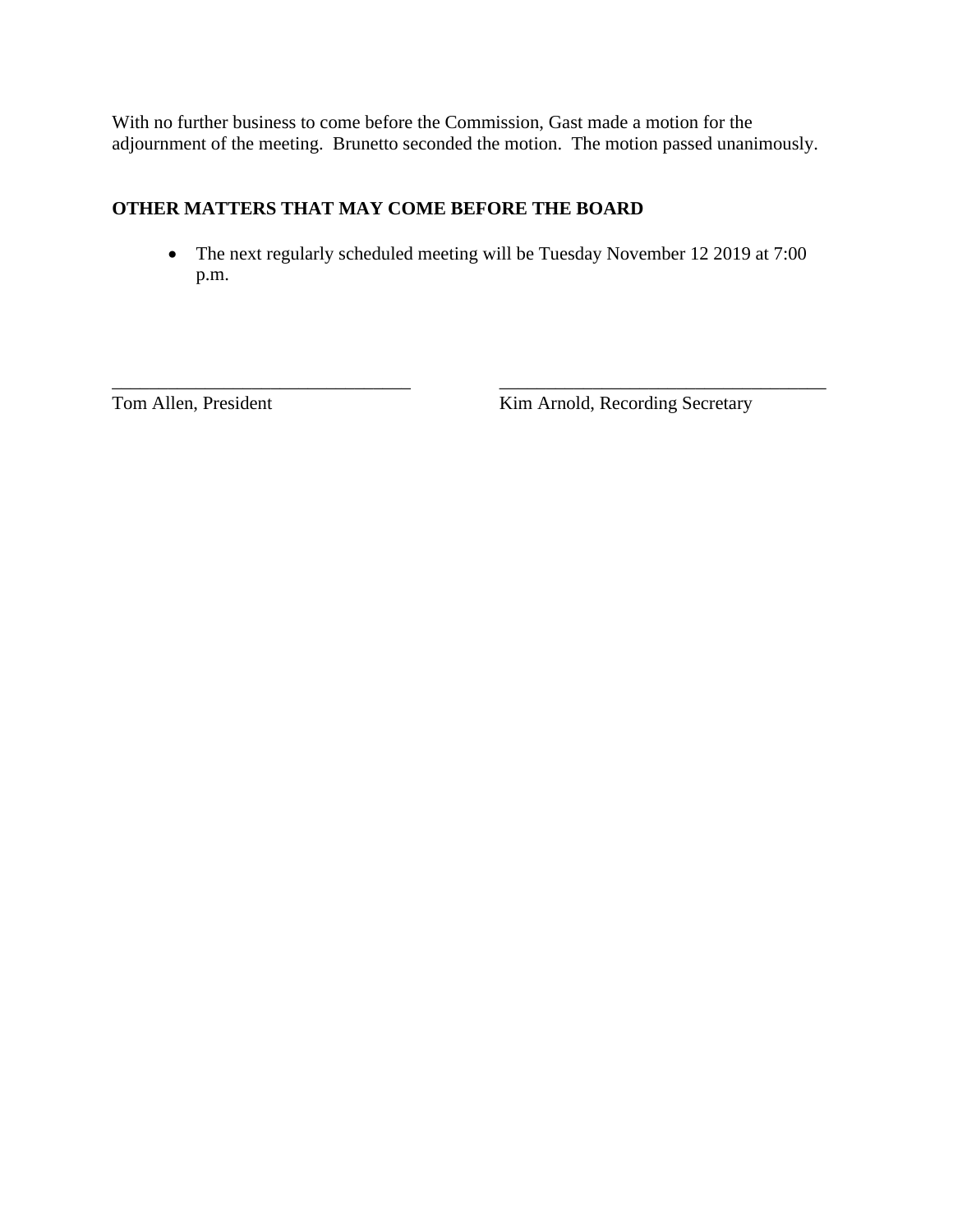With no further business to come before the Commission, Gast made a motion for the adjournment of the meeting. Brunetto seconded the motion. The motion passed unanimously.

**OTHER MATTERS THAT MAY COME BEFORE THE BOARD**

- The next regularly scheduled meeting will be Tuesday November 12 2019 at 7:00 p.m.

| | |
|---|---|
| _______________________________ | __________________________________ |
| Tom Allen, President | Kim Arnold, Recording Secretary |